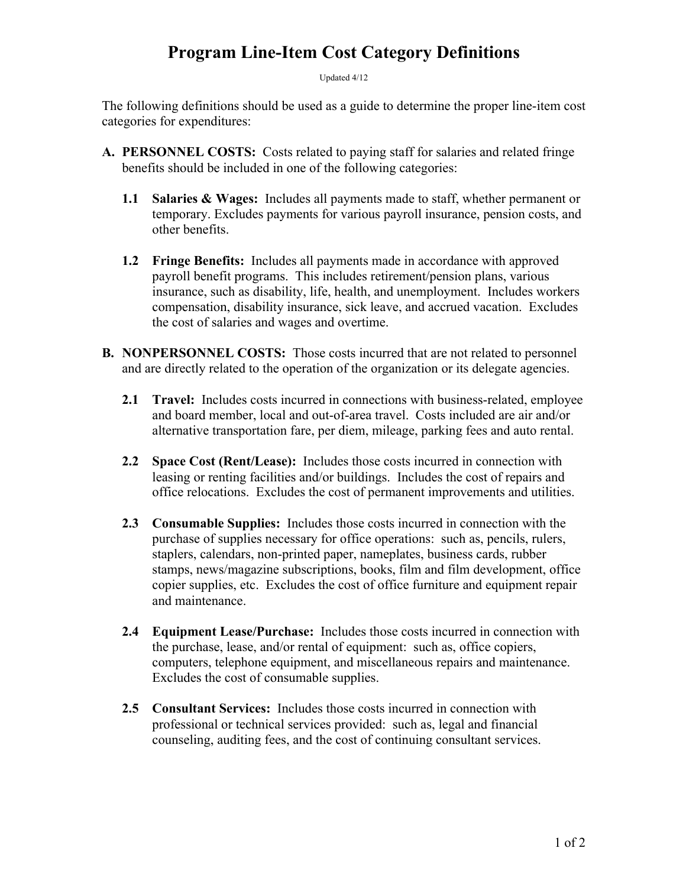# Program Line-Item Cost Category Definitions

Updated 4/12

The following definitions should be used as a guide to determine the proper line-item cost categories for expenditures:

**A. PERSONNEL COSTS:** Costs related to paying staff for salaries and related fringe benefits should be included in one of the following categories:

**1.1 Salaries & Wages:** Includes all payments made to staff, whether permanent or temporary. Excludes payments for various payroll insurance, pension costs, and other benefits.

**1.2 Fringe Benefits:** Includes all payments made in accordance with approved payroll benefit programs. This includes retirement/pension plans, various insurance, such as disability, life, health, and unemployment. Includes workers compensation, disability insurance, sick leave, and accrued vacation. Excludes the cost of salaries and wages and overtime.

**B. NONPERSONNEL COSTS:** Those costs incurred that are not related to personnel and are directly related to the operation of the organization or its delegate agencies.

**2.1 Travel:** Includes costs incurred in connections with business-related, employee and board member, local and out-of-area travel. Costs included are air and/or alternative transportation fare, per diem, mileage, parking fees and auto rental.

**2.2 Space Cost (Rent/Lease):** Includes those costs incurred in connection with leasing or renting facilities and/or buildings. Includes the cost of repairs and office relocations. Excludes the cost of permanent improvements and utilities.

**2.3 Consumable Supplies:** Includes those costs incurred in connection with the purchase of supplies necessary for office operations: such as, pencils, rulers, staplers, calendars, non-printed paper, nameplates, business cards, rubber stamps, news/magazine subscriptions, books, film and film development, office copier supplies, etc. Excludes the cost of office furniture and equipment repair and maintenance.

**2.4 Equipment Lease/Purchase:** Includes those costs incurred in connection with the purchase, lease, and/or rental of equipment: such as, office copiers, computers, telephone equipment, and miscellaneous repairs and maintenance. Excludes the cost of consumable supplies.

**2.5 Consultant Services:** Includes those costs incurred in connection with professional or technical services provided: such as, legal and financial counseling, auditing fees, and the cost of continuing consultant services.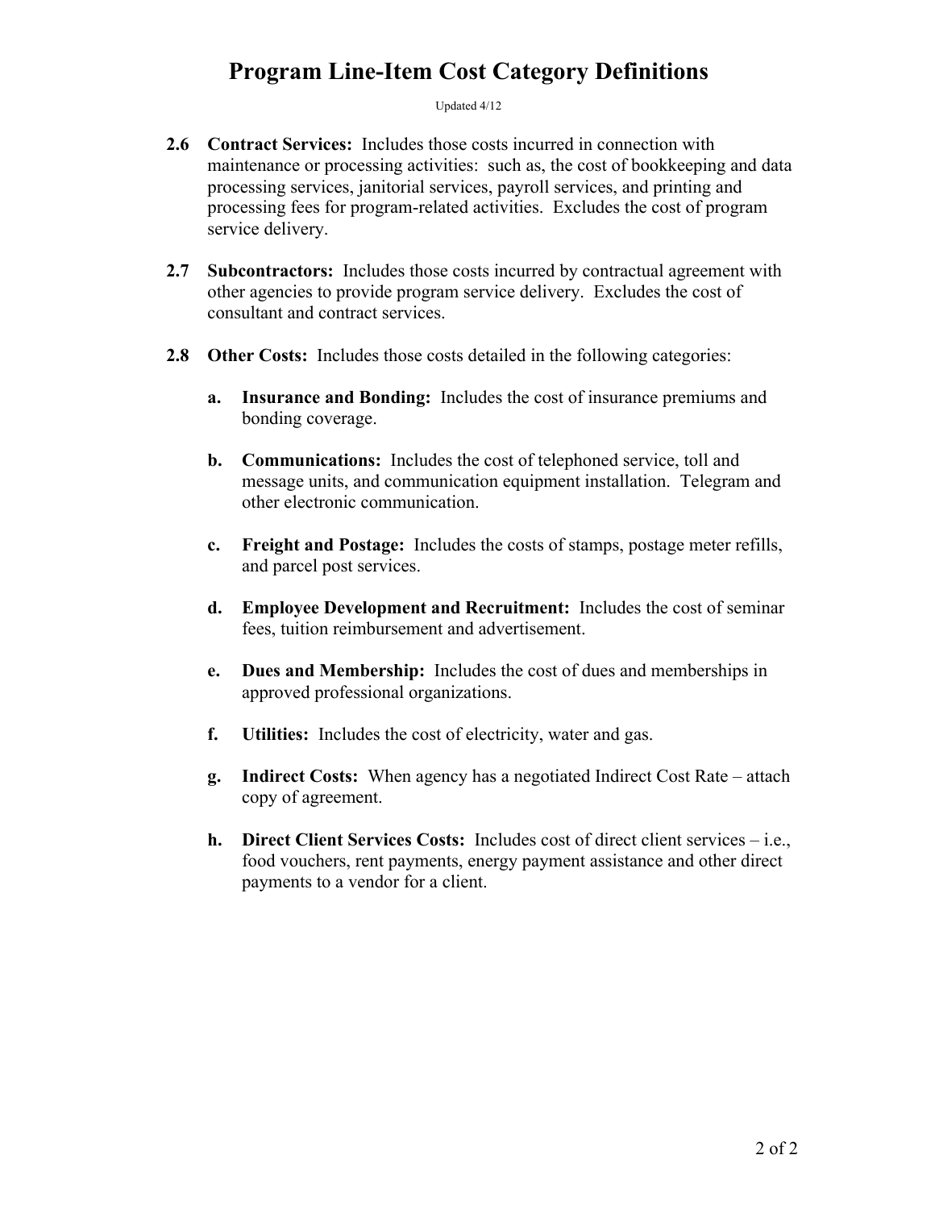# Program Line-Item Cost Category Definitions

Updated 4/12

**2.6 Contract Services:** Includes those costs incurred in connection with maintenance or processing activities: such as, the cost of bookkeeping and data processing services, janitorial services, payroll services, and printing and processing fees for program-related activities. Excludes the cost of program service delivery.

**2.7 Subcontractors:** Includes those costs incurred by contractual agreement with other agencies to provide program service delivery. Excludes the cost of consultant and contract services.

**2.8 Other Costs:** Includes those costs detailed in the following categories:

- **a. Insurance and Bonding:** Includes the cost of insurance premiums and bonding coverage.
- **b. Communications:** Includes the cost of telephoned service, toll and message units, and communication equipment installation. Telegram and other electronic communication.
- **c. Freight and Postage:** Includes the costs of stamps, postage meter refills, and parcel post services.
- **d. Employee Development and Recruitment:** Includes the cost of seminar fees, tuition reimbursement and advertisement.
- **e. Dues and Membership:** Includes the cost of dues and memberships in approved professional organizations.
- **f. Utilities:** Includes the cost of electricity, water and gas.
- **g. Indirect Costs:** When agency has a negotiated Indirect Cost Rate – attach copy of agreement.
- **h. Direct Client Services Costs:** Includes cost of direct client services – i.e., food vouchers, rent payments, energy payment assistance and other direct payments to a vendor for a client.